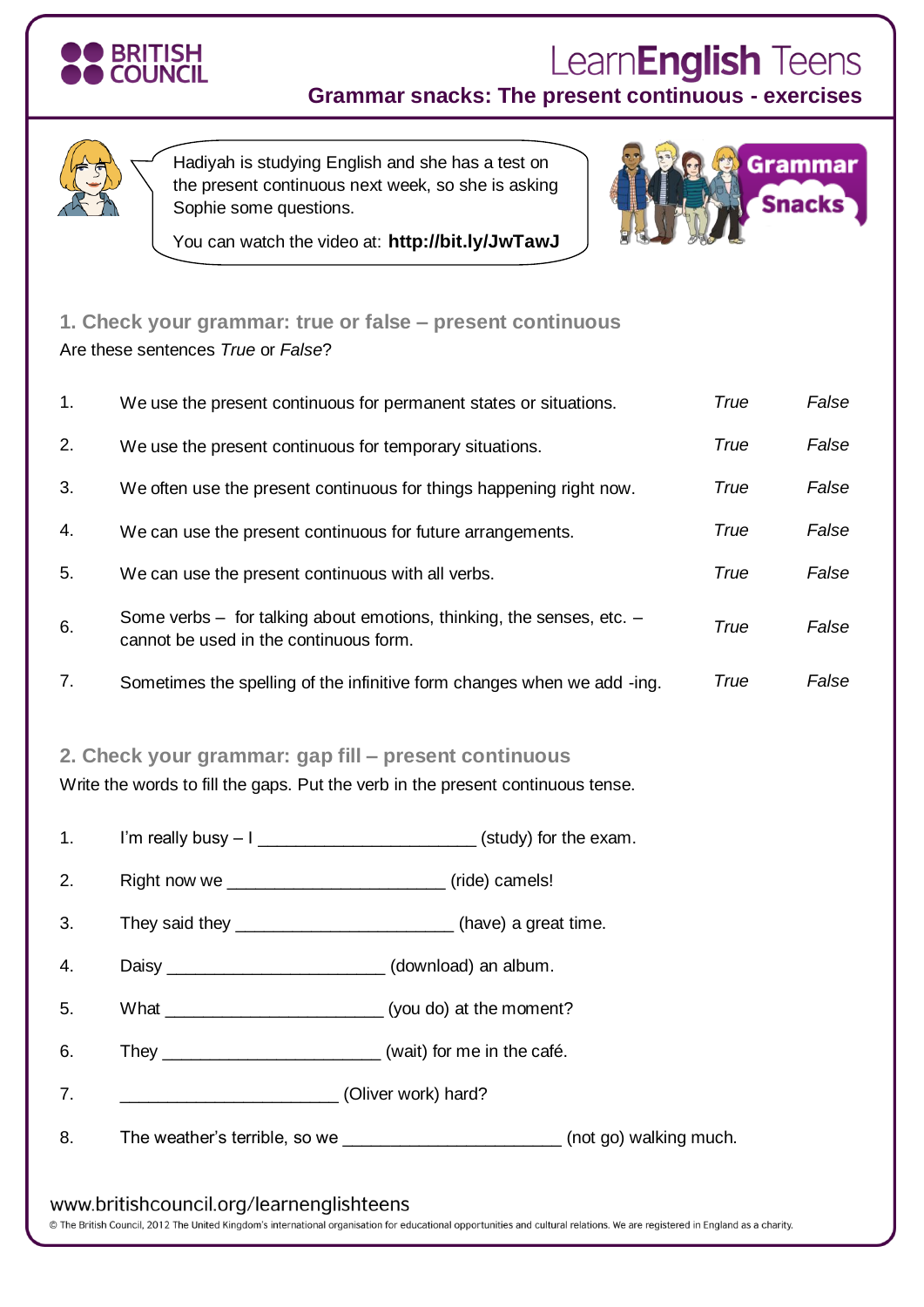BRITISH COUNCIL

# LearnEnglish Teens

## Grammar snacks: The present continuous - exercises

Hadiyah is studying English and she has a test on the present continuous next week, so she is asking Sophie some questions.

You can watch the video at: **http://bit.ly/JwTawJ**

Grammar Snacks

### 1. Check your grammar: true or false – present continuous

Are these sentences *True* or *False*?

| | | | |
|---|---|---|---|
| 1. | We use the present continuous for permanent states or situations. | *True* | *False* |
| 2. | We use the present continuous for temporary situations. | *True* | *False* |
| 3. | We often use the present continuous for things happening right now. | *True* | *False* |
| 4. | We can use the present continuous for future arrangements. | *True* | *False* |
| 5. | We can use the present continuous with all verbs. | *True* | *False* |
| 6. | Some verbs – for talking about emotions, thinking, the senses, etc. – cannot be used in the continuous form. | *True* | *False* |
| 7. | Sometimes the spelling of the infinitive form changes when we add -ing. | *True* | *False* |

### 2. Check your grammar: gap fill – present continuous

Write the words to fill the gaps. Put the verb in the present continuous tense.

1. I'm really busy – I ______________________ (study) for the exam.
2. Right now we ______________________ (ride) camels!
3. They said they ______________________ (have) a great time.
4. Daisy ______________________ (download) an album.
5. What ______________________ (you do) at the moment?
6. They ______________________ (wait) for me in the café.
7. ______________________ (Oliver work) hard?
8. The weather's terrible, so we ______________________ (not go) walking much.

www.britishcouncil.org/learnenglishteens

© The British Council, 2012 The United Kingdom's international organisation for educational opportunities and cultural relations. We are registered in England as a charity.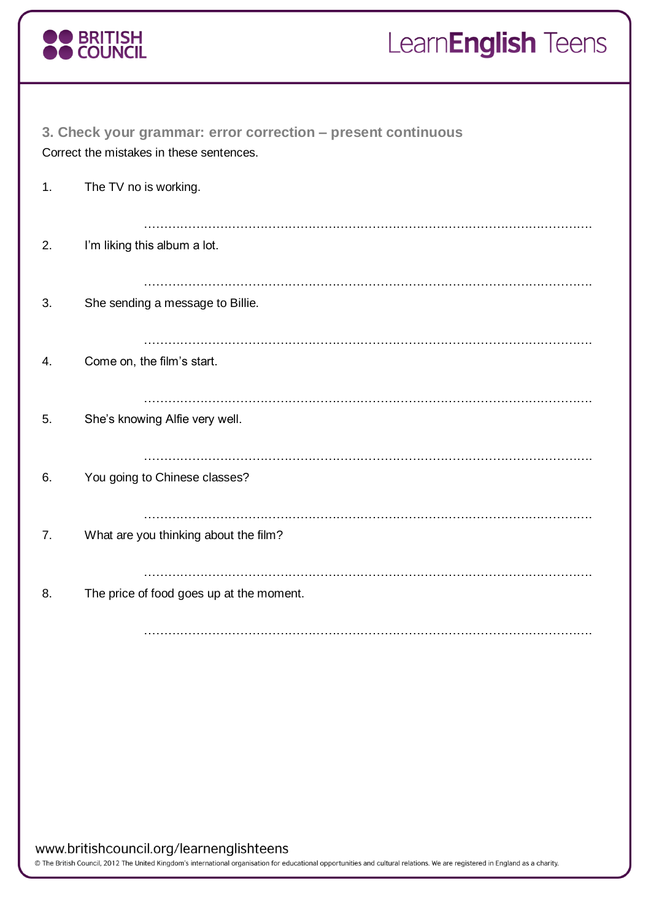### 3. Check your grammar: error correction – present continuous

Correct the mistakes in these sentences.

1. The TV no is working.

   …………………………………………………………………………………………………

2. I'm liking this album a lot.

   …………………………………………………………………………………………………

3. She sending a message to Billie.

   …………………………………………………………………………………………………

4. Come on, the film's start.

   …………………………………………………………………………………………………

5. She's knowing Alfie very well.

   …………………………………………………………………………………………………

6. You going to Chinese classes?

   …………………………………………………………………………………………………

7. What are you thinking about the film?

   …………………………………………………………………………………………………

8. The price of food goes up at the moment.

   …………………………………………………………………………………………………